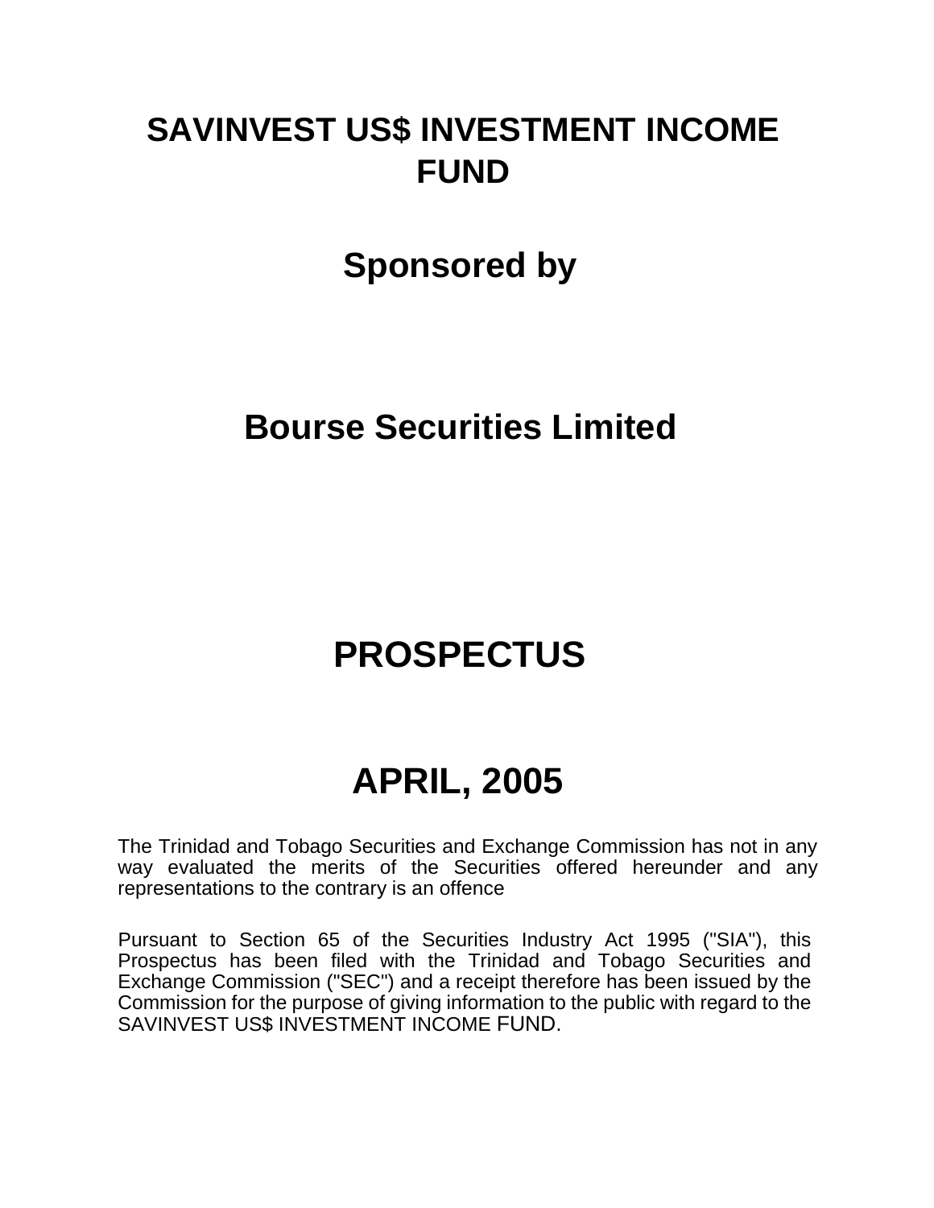# SAVINVEST US$ INVESTMENT INCOME FUND

## Sponsored by

## Bourse Securities Limited

# PROSPECTUS

# APRIL, 2005

The Trinidad and Tobago Securities and Exchange Commission has not in any way evaluated the merits of the Securities offered hereunder and any representations to the contrary is an offence

Pursuant to Section 65 of the Securities Industry Act 1995 ("SIA"), this Prospectus has been filed with the Trinidad and Tobago Securities and Exchange Commission ("SEC") and a receipt therefore has been issued by the Commission for the purpose of giving information to the public with regard to the SAVINVEST US$ INVESTMENT INCOME FUND.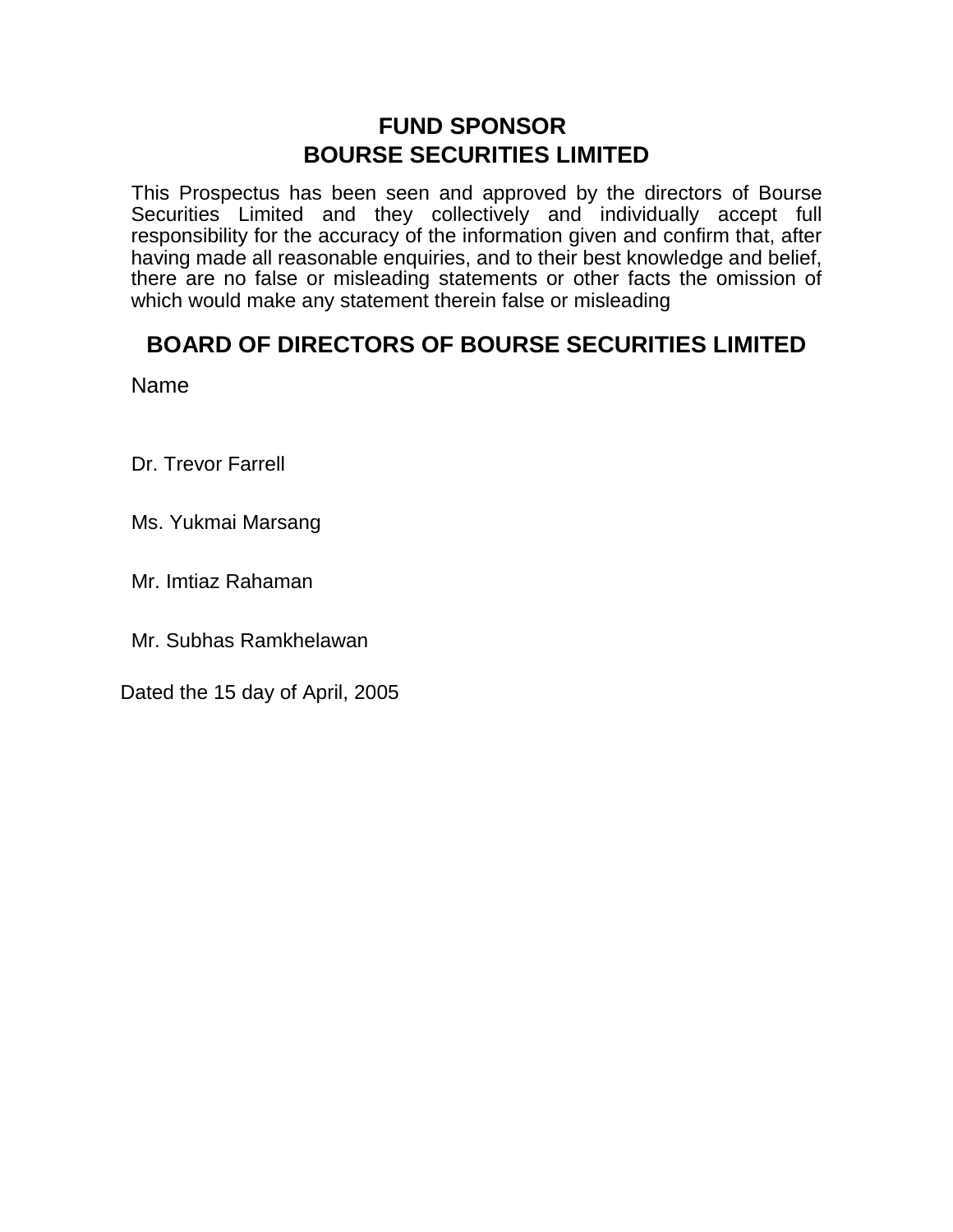## FUND SPONSOR
## BOURSE SECURITIES LIMITED

This Prospectus has been seen and approved by the directors of Bourse Securities Limited and they collectively and individually accept full responsibility for the accuracy of the information given and confirm that, after having made all reasonable enquiries, and to their best knowledge and belief, there are no false or misleading statements or other facts the omission of which would make any statement therein false or misleading

## BOARD OF DIRECTORS OF BOURSE SECURITIES LIMITED

Name

Dr. Trevor Farrell

Ms. Yukmai Marsang

Mr. Imtiaz Rahaman

Mr. Subhas Ramkhelawan

Dated the 15 day of April, 2005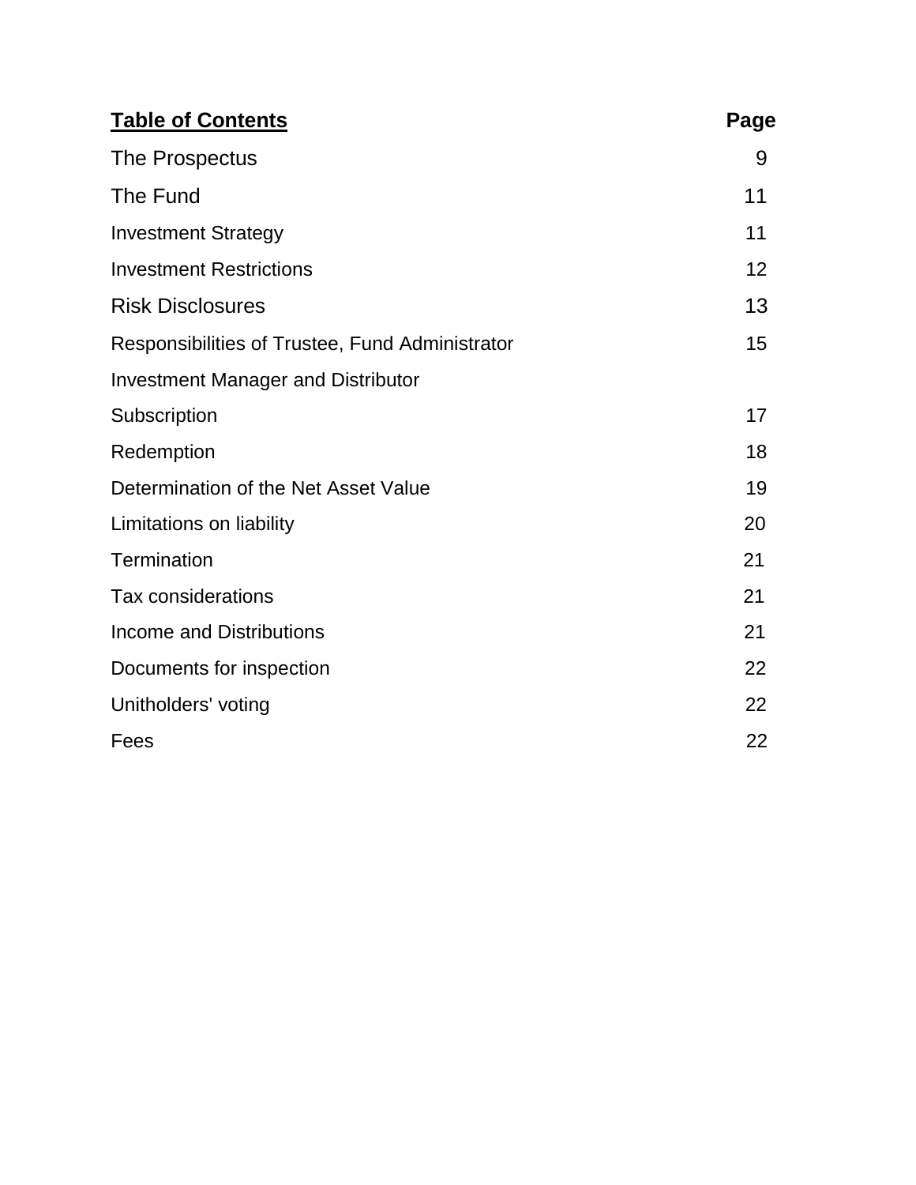| **Table of Contents** | **Page** |
|---|---|
| The Prospectus | 9 |
| The Fund | 11 |
| Investment Strategy | 11 |
| Investment Restrictions | 12 |
| Risk Disclosures | 13 |
| Responsibilities of Trustee, Fund Administrator Investment Manager and Distributor | 15 |
| Subscription | 17 |
| Redemption | 18 |
| Determination of the Net Asset Value | 19 |
| Limitations on liability | 20 |
| Termination | 21 |
| Tax considerations | 21 |
| Income and Distributions | 21 |
| Documents for inspection | 22 |
| Unitholders' voting | 22 |
| Fees | 22 |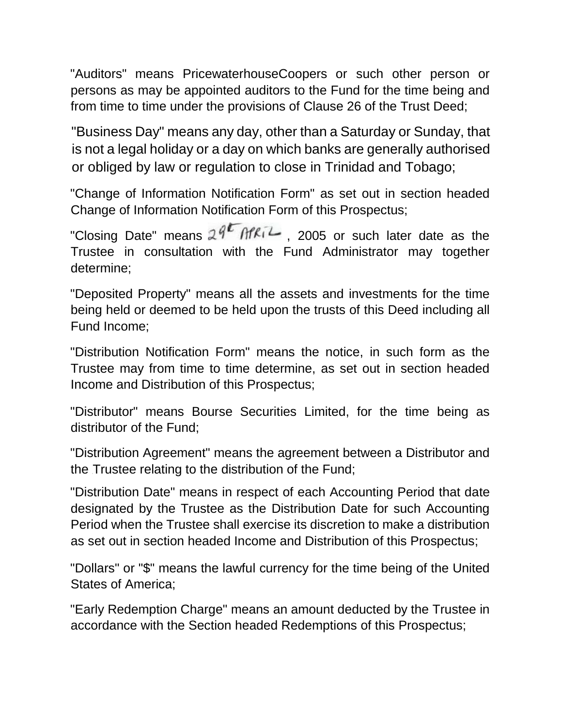"Auditors" means PricewaterhouseCoopers or such other person or persons as may be appointed auditors to the Fund for the time being and from time to time under the provisions of Clause 26 of the Trust Deed;

"Business Day" means any day, other than a Saturday or Sunday, that is not a legal holiday or a day on which banks are generally authorised or obliged by law or regulation to close in Trinidad and Tobago;

"Change of Information Notification Form" as set out in section headed Change of Information Notification Form of this Prospectus;

"Closing Date" means 29th April, 2005 or such later date as the Trustee in consultation with the Fund Administrator may together determine;

"Deposited Property" means all the assets and investments for the time being held or deemed to be held upon the trusts of this Deed including all Fund Income;

"Distribution Notification Form" means the notice, in such form as the Trustee may from time to time determine, as set out in section headed Income and Distribution of this Prospectus;

"Distributor" means Bourse Securities Limited, for the time being as distributor of the Fund;

"Distribution Agreement" means the agreement between a Distributor and the Trustee relating to the distribution of the Fund;

"Distribution Date" means in respect of each Accounting Period that date designated by the Trustee as the Distribution Date for such Accounting Period when the Trustee shall exercise its discretion to make a distribution as set out in section headed Income and Distribution of this Prospectus;

"Dollars" or "$" means the lawful currency for the time being of the United States of America;

"Early Redemption Charge" means an amount deducted by the Trustee in accordance with the Section headed Redemptions of this Prospectus;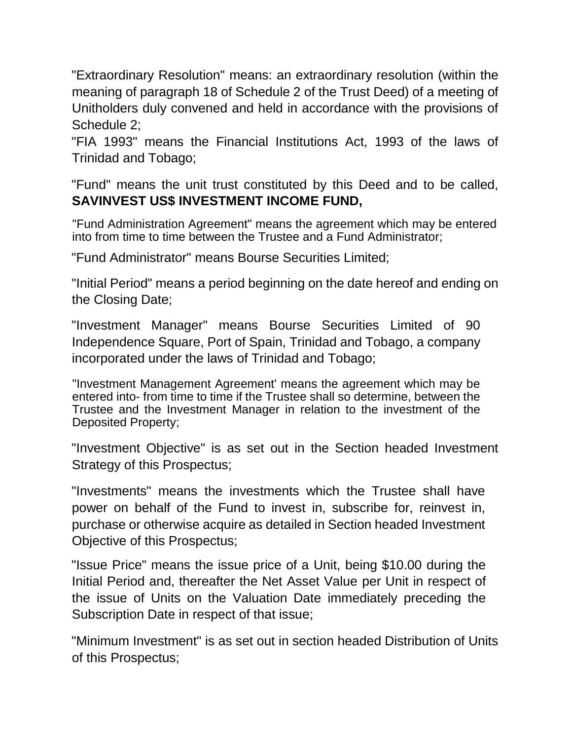"Extraordinary Resolution" means: an extraordinary resolution (within the meaning of paragraph 18 of Schedule 2 of the Trust Deed) of a meeting of Unitholders duly convened and held in accordance with the provisions of Schedule 2;

"FIA 1993" means the Financial Institutions Act, 1993 of the laws of Trinidad and Tobago;

"Fund" means the unit trust constituted by this Deed and to be called, **SAVINVEST US$ INVESTMENT INCOME FUND,**

"Fund Administration Agreement" means the agreement which may be entered into from time to time between the Trustee and a Fund Administrator;

"Fund Administrator" means Bourse Securities Limited;

"Initial Period" means a period beginning on the date hereof and ending on the Closing Date;

"Investment Manager" means Bourse Securities Limited of 90 Independence Square, Port of Spain, Trinidad and Tobago, a company incorporated under the laws of Trinidad and Tobago;

"Investment Management Agreement' means the agreement which may be entered into- from time to time if the Trustee shall so determine, between the Trustee and the Investment Manager in relation to the investment of the Deposited Property;

"Investment Objective" is as set out in the Section headed Investment Strategy of this Prospectus;

"Investments" means the investments which the Trustee shall have power on behalf of the Fund to invest in, subscribe for, reinvest in, purchase or otherwise acquire as detailed in Section headed Investment Objective of this Prospectus;

"Issue Price" means the issue price of a Unit, being $10.00 during the Initial Period and, thereafter the Net Asset Value per Unit in respect of the issue of Units on the Valuation Date immediately preceding the Subscription Date in respect of that issue;

"Minimum Investment" is as set out in section headed Distribution of Units of this Prospectus;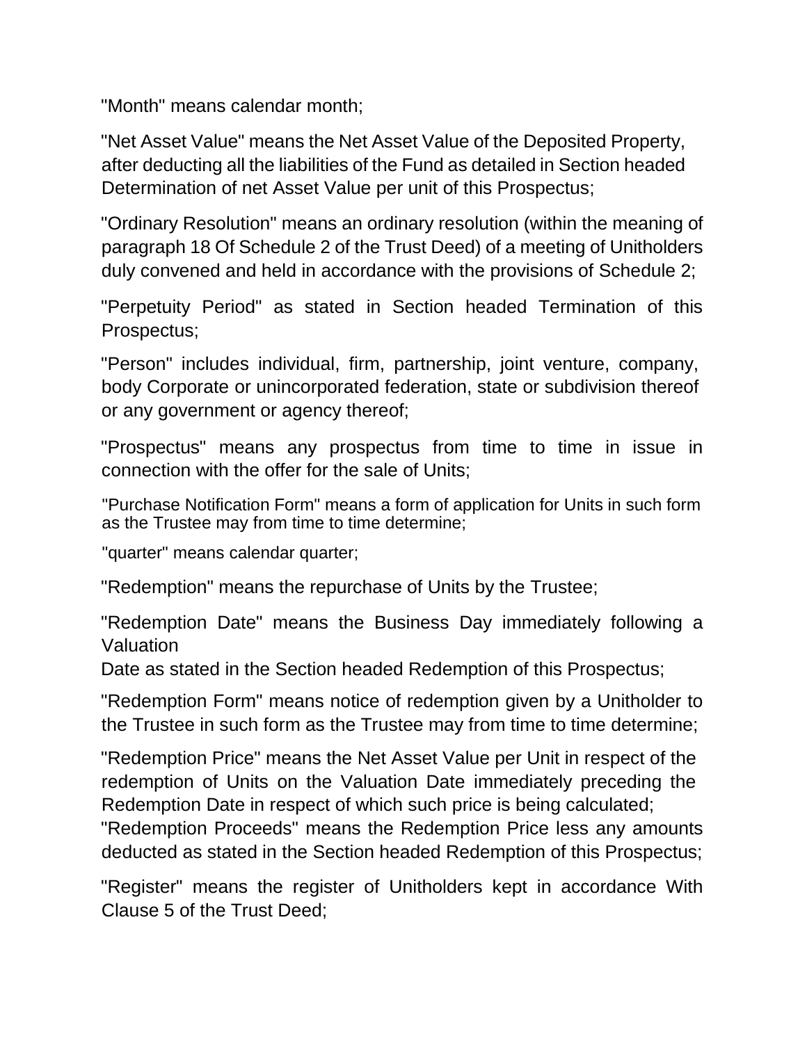"Month" means calendar month;

"Net Asset Value" means the Net Asset Value of the Deposited Property, after deducting all the liabilities of the Fund as detailed in Section headed Determination of net Asset Value per unit of this Prospectus;

"Ordinary Resolution" means an ordinary resolution (within the meaning of paragraph 18 Of Schedule 2 of the Trust Deed) of a meeting of Unitholders duly convened and held in accordance with the provisions of Schedule 2;

"Perpetuity Period" as stated in Section headed Termination of this Prospectus;

"Person" includes individual, firm, partnership, joint venture, company, body Corporate or unincorporated federation, state or subdivision thereof or any government or agency thereof;

"Prospectus" means any prospectus from time to time in issue in connection with the offer for the sale of Units;

"Purchase Notification Form" means a form of application for Units in such form as the Trustee may from time to time determine;

"quarter" means calendar quarter;

"Redemption" means the repurchase of Units by the Trustee;

"Redemption Date" means the Business Day immediately following a Valuation Date as stated in the Section headed Redemption of this Prospectus;

"Redemption Form" means notice of redemption given by a Unitholder to the Trustee in such form as the Trustee may from time to time determine;

"Redemption Price" means the Net Asset Value per Unit in respect of the redemption of Units on the Valuation Date immediately preceding the Redemption Date in respect of which such price is being calculated;

"Redemption Proceeds" means the Redemption Price less any amounts deducted as stated in the Section headed Redemption of this Prospectus;

"Register" means the register of Unitholders kept in accordance With Clause 5 of the Trust Deed;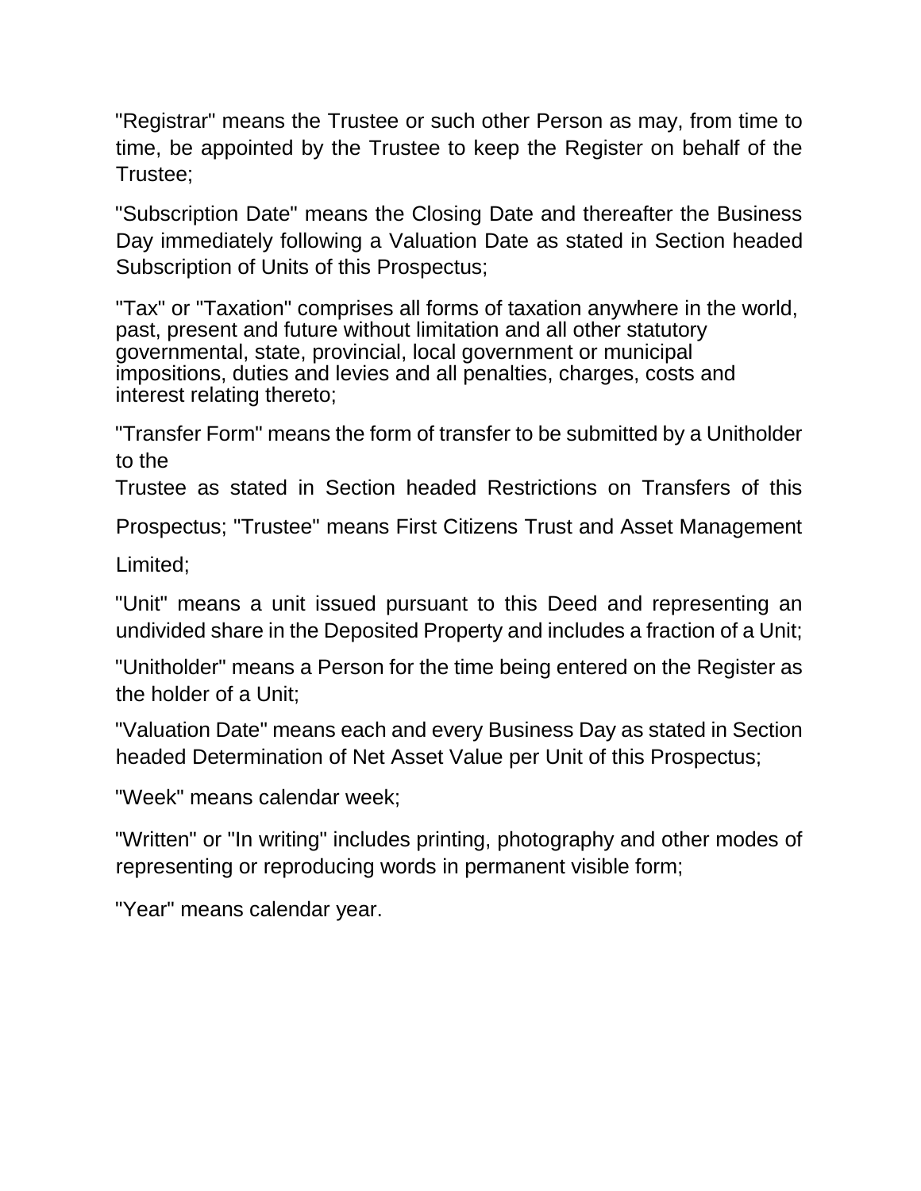"Registrar" means the Trustee or such other Person as may, from time to time, be appointed by the Trustee to keep the Register on behalf of the Trustee;

"Subscription Date" means the Closing Date and thereafter the Business Day immediately following a Valuation Date as stated in Section headed Subscription of Units of this Prospectus;

"Tax" or "Taxation" comprises all forms of taxation anywhere in the world, past, present and future without limitation and all other statutory governmental, state, provincial, local government or municipal impositions, duties and levies and all penalties, charges, costs and interest relating thereto;

"Transfer Form" means the form of transfer to be submitted by a Unitholder to the Trustee as stated in Section headed Restrictions on Transfers of this Prospectus;

"Trustee" means First Citizens Trust and Asset Management Limited;

"Unit" means a unit issued pursuant to this Deed and representing an undivided share in the Deposited Property and includes a fraction of a Unit;

"Unitholder" means a Person for the time being entered on the Register as the holder of a Unit;

"Valuation Date" means each and every Business Day as stated in Section headed Determination of Net Asset Value per Unit of this Prospectus;

"Week" means calendar week;

"Written" or "In writing" includes printing, photography and other modes of representing or reproducing words in permanent visible form;

"Year" means calendar year.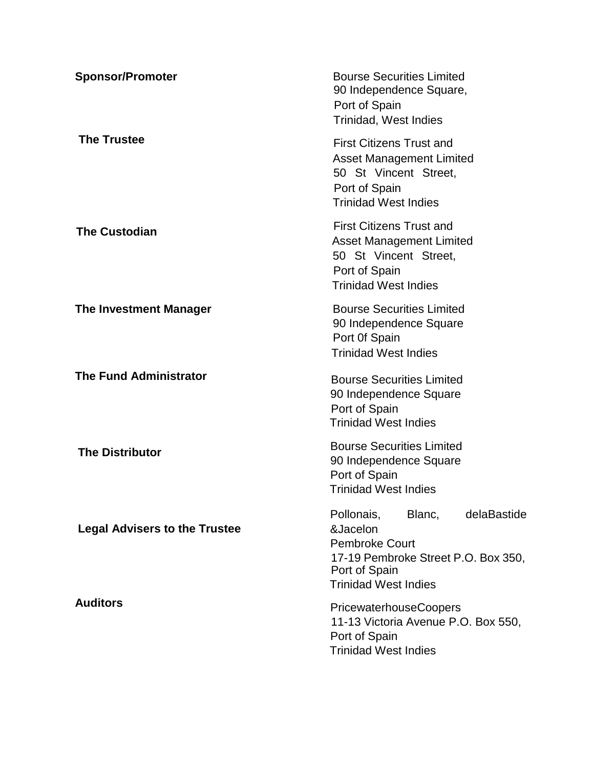| | |
|---|---|
| **Sponsor/Promoter** | Bourse Securities Limited<br>90 Independence Square,<br>Port of Spain<br>Trinidad, West Indies |
| **The Trustee** | First Citizens Trust and<br>Asset Management Limited<br>50 St Vincent Street,<br>Port of Spain<br>Trinidad West Indies |
| **The Custodian** | First Citizens Trust and<br>Asset Management Limited<br>50 St Vincent Street,<br>Port of Spain<br>Trinidad West Indies |
| **The Investment Manager** | Bourse Securities Limited<br>90 Independence Square<br>Port 0f Spain<br>Trinidad West Indies |
| **The Fund Administrator** | Bourse Securities Limited<br>90 Independence Square<br>Port of Spain<br>Trinidad West Indies |
| **The Distributor** | Bourse Securities Limited<br>90 Independence Square<br>Port of Spain<br>Trinidad West Indies |
| **Legal Advisers to the Trustee** | Pollonais, Blanc, delaBastide &Jacelon<br>Pembroke Court<br>17-19 Pembroke Street P.O. Box 350,<br>Port of Spain<br>Trinidad West Indies |
| **Auditors** | PricewaterhouseCoopers<br>11-13 Victoria Avenue P.O. Box 550,<br>Port of Spain<br>Trinidad West Indies |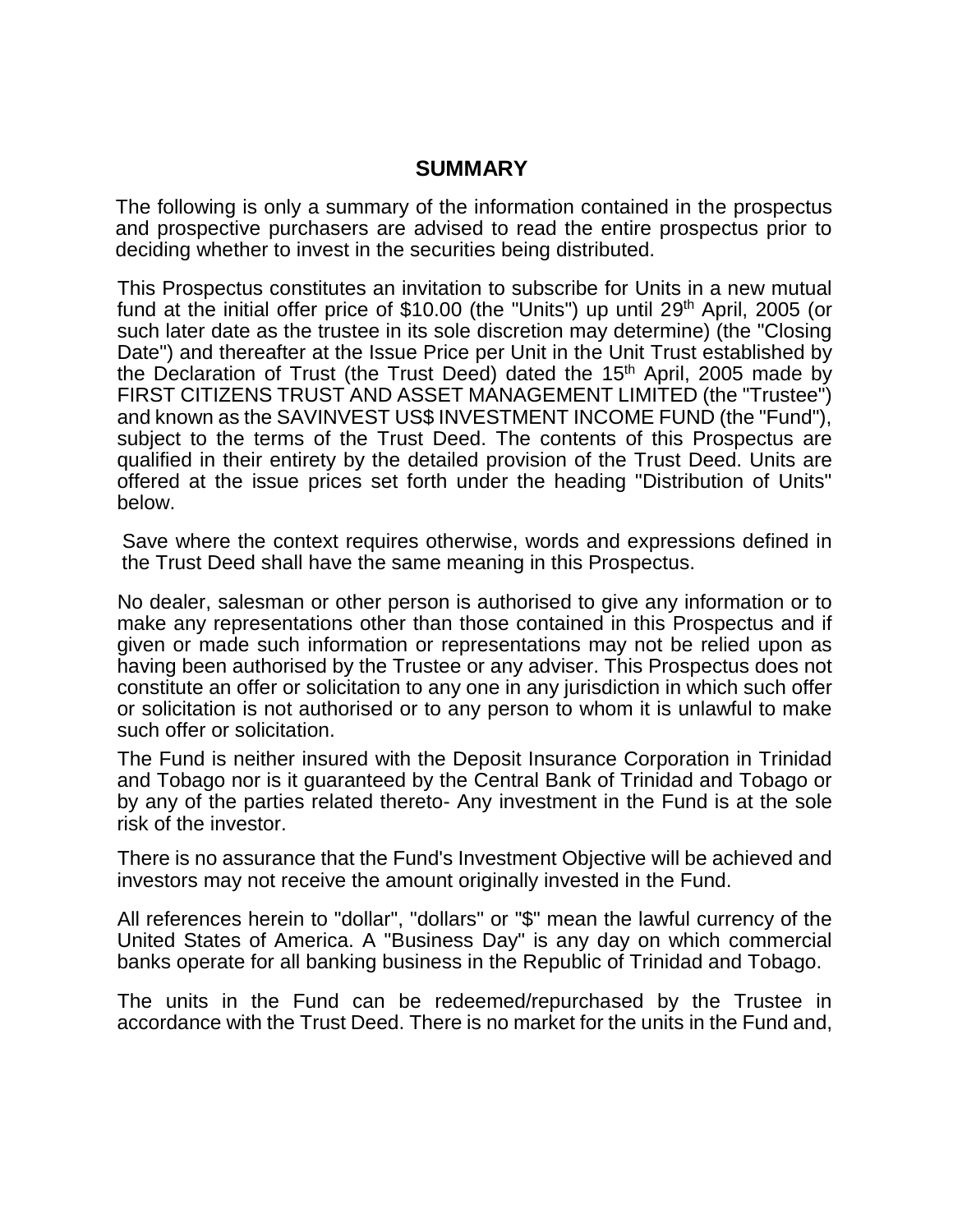# SUMMARY

The following is only a summary of the information contained in the prospectus and prospective purchasers are advised to read the entire prospectus prior to deciding whether to invest in the securities being distributed.

This Prospectus constitutes an invitation to subscribe for Units in a new mutual fund at the initial offer price of $10.00 (the "Units") up until 29th April, 2005 (or such later date as the trustee in its sole discretion may determine) (the "Closing Date") and thereafter at the Issue Price per Unit in the Unit Trust established by the Declaration of Trust (the Trust Deed) dated the 15th April, 2005 made by FIRST CITIZENS TRUST AND ASSET MANAGEMENT LIMITED (the "Trustee") and known as the SAVINVEST US$ INVESTMENT INCOME FUND (the "Fund"), subject to the terms of the Trust Deed. The contents of this Prospectus are qualified in their entirety by the detailed provision of the Trust Deed. Units are offered at the issue prices set forth under the heading "Distribution of Units" below.

Save where the context requires otherwise, words and expressions defined in the Trust Deed shall have the same meaning in this Prospectus.

No dealer, salesman or other person is authorised to give any information or to make any representations other than those contained in this Prospectus and if given or made such information or representations may not be relied upon as having been authorised by the Trustee or any adviser. This Prospectus does not constitute an offer or solicitation to any one in any jurisdiction in which such offer or solicitation is not authorised or to any person to whom it is unlawful to make such offer or solicitation.

The Fund is neither insured with the Deposit Insurance Corporation in Trinidad and Tobago nor is it guaranteed by the Central Bank of Trinidad and Tobago or by any of the parties related thereto- Any investment in the Fund is at the sole risk of the investor.

There is no assurance that the Fund's Investment Objective will be achieved and investors may not receive the amount originally invested in the Fund.

All references herein to "dollar", "dollars" or "$" mean the lawful currency of the United States of America. A "Business Day" is any day on which commercial banks operate for all banking business in the Republic of Trinidad and Tobago.

The units in the Fund can be redeemed/repurchased by the Trustee in accordance with the Trust Deed. There is no market for the units in the Fund and,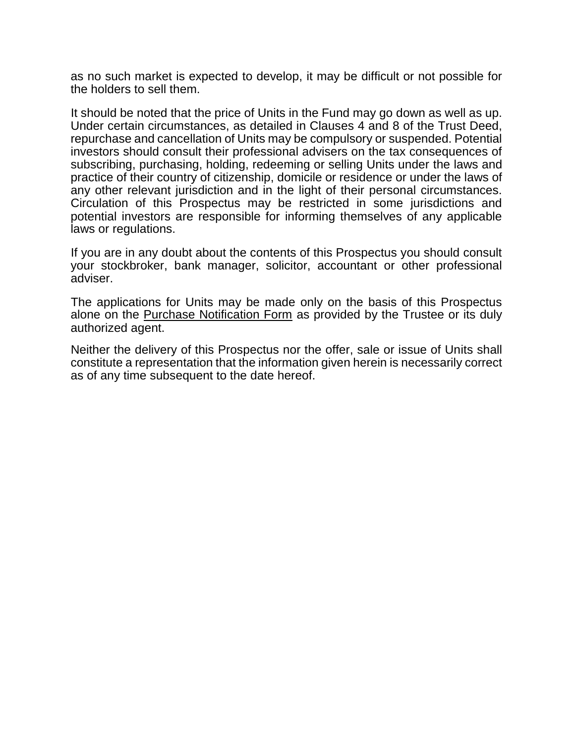as no such market is expected to develop, it may be difficult or not possible for the holders to sell them.

It should be noted that the price of Units in the Fund may go down as well as up. Under certain circumstances, as detailed in Clauses 4 and 8 of the Trust Deed, repurchase and cancellation of Units may be compulsory or suspended. Potential investors should consult their professional advisers on the tax consequences of subscribing, purchasing, holding, redeeming or selling Units under the laws and practice of their country of citizenship, domicile or residence or under the laws of any other relevant jurisdiction and in the light of their personal circumstances. Circulation of this Prospectus may be restricted in some jurisdictions and potential investors are responsible for informing themselves of any applicable laws or regulations.

If you are in any doubt about the contents of this Prospectus you should consult your stockbroker, bank manager, solicitor, accountant or other professional adviser.

The applications for Units may be made only on the basis of this Prospectus alone on the <u>Purchase Notification Form</u> as provided by the Trustee or its duly authorized agent.

Neither the delivery of this Prospectus nor the offer, sale or issue of Units shall constitute a representation that the information given herein is necessarily correct as of any time subsequent to the date hereof.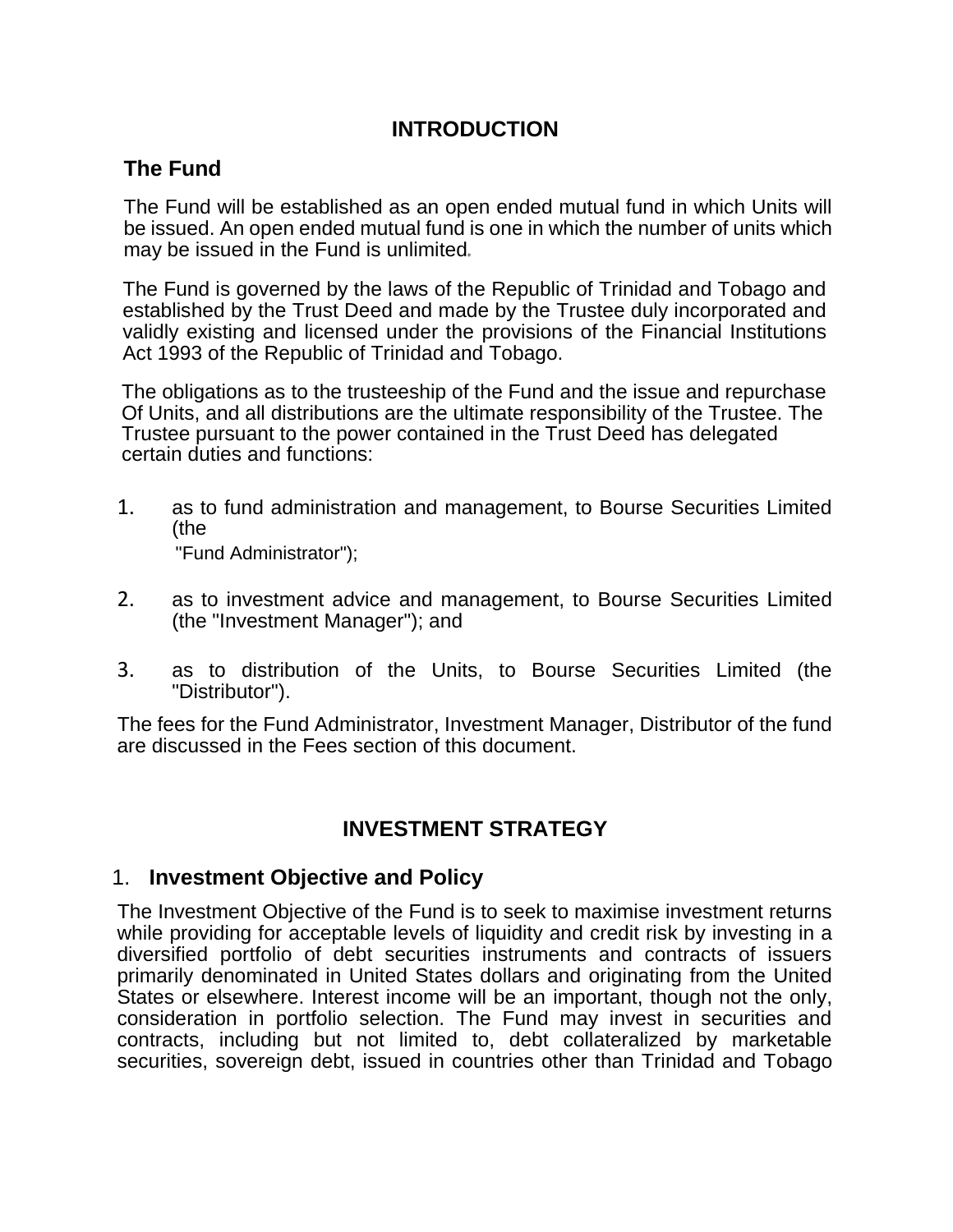# INTRODUCTION

## The Fund

The Fund will be established as an open ended mutual fund in which Units will be issued. An open ended mutual fund is one in which the number of units which may be issued in the Fund is unlimited.

The Fund is governed by the laws of the Republic of Trinidad and Tobago and established by the Trust Deed and made by the Trustee duly incorporated and validly existing and licensed under the provisions of the Financial Institutions Act 1993 of the Republic of Trinidad and Tobago.

The obligations as to the trusteeship of the Fund and the issue and repurchase Of Units, and all distributions are the ultimate responsibility of the Trustee. The Trustee pursuant to the power contained in the Trust Deed has delegated certain duties and functions:

1. as to fund administration and management, to Bourse Securities Limited (the "Fund Administrator");
2. as to investment advice and management, to Bourse Securities Limited (the "Investment Manager"); and
3. as to distribution of the Units, to Bourse Securities Limited (the "Distributor").

The fees for the Fund Administrator, Investment Manager, Distributor of the fund are discussed in the Fees section of this document.

# INVESTMENT STRATEGY

## 1. Investment Objective and Policy

The Investment Objective of the Fund is to seek to maximise investment returns while providing for acceptable levels of liquidity and credit risk by investing in a diversified portfolio of debt securities instruments and contracts of issuers primarily denominated in United States dollars and originating from the United States or elsewhere. Interest income will be an important, though not the only, consideration in portfolio selection. The Fund may invest in securities and contracts, including but not limited to, debt collateralized by marketable securities, sovereign debt, issued in countries other than Trinidad and Tobago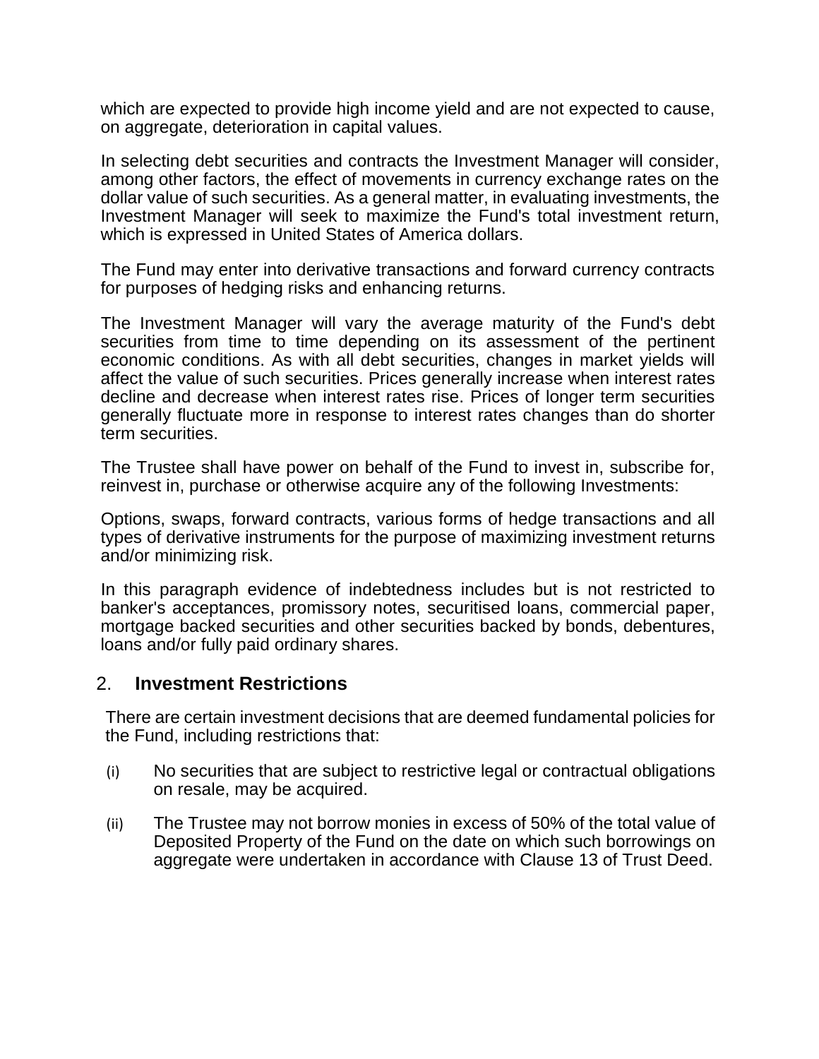which are expected to provide high income yield and are not expected to cause, on aggregate, deterioration in capital values.

In selecting debt securities and contracts the Investment Manager will consider, among other factors, the effect of movements in currency exchange rates on the dollar value of such securities. As a general matter, in evaluating investments, the Investment Manager will seek to maximize the Fund's total investment return, which is expressed in United States of America dollars.

The Fund may enter into derivative transactions and forward currency contracts for purposes of hedging risks and enhancing returns.

The Investment Manager will vary the average maturity of the Fund's debt securities from time to time depending on its assessment of the pertinent economic conditions. As with all debt securities, changes in market yields will affect the value of such securities. Prices generally increase when interest rates decline and decrease when interest rates rise. Prices of longer term securities generally fluctuate more in response to interest rates changes than do shorter term securities.

The Trustee shall have power on behalf of the Fund to invest in, subscribe for, reinvest in, purchase or otherwise acquire any of the following Investments:

Options, swaps, forward contracts, various forms of hedge transactions and all types of derivative instruments for the purpose of maximizing investment returns and/or minimizing risk.

In this paragraph evidence of indebtedness includes but is not restricted to banker's acceptances, promissory notes, securitised loans, commercial paper, mortgage backed securities and other securities backed by bonds, debentures, loans and/or fully paid ordinary shares.

## 2. Investment Restrictions

There are certain investment decisions that are deemed fundamental policies for the Fund, including restrictions that:

(i) No securities that are subject to restrictive legal or contractual obligations on resale, may be acquired.

(ii) The Trustee may not borrow monies in excess of 50% of the total value of Deposited Property of the Fund on the date on which such borrowings on aggregate were undertaken in accordance with Clause 13 of Trust Deed.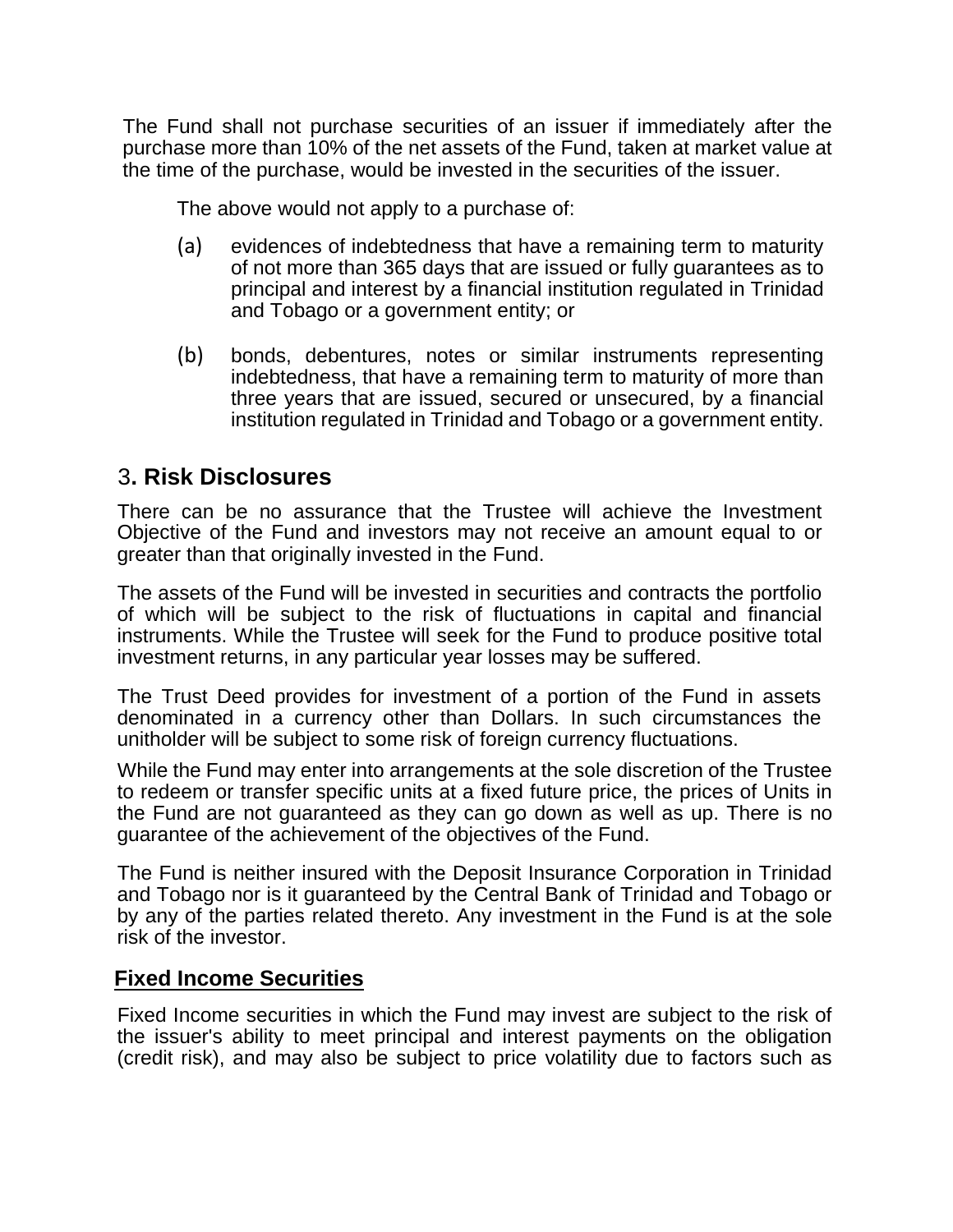The Fund shall not purchase securities of an issuer if immediately after the purchase more than 10% of the net assets of the Fund, taken at market value at the time of the purchase, would be invested in the securities of the issuer.

The above would not apply to a purchase of:

(a) evidences of indebtedness that have a remaining term to maturity of not more than 365 days that are issued or fully guarantees as to principal and interest by a financial institution regulated in Trinidad and Tobago or a government entity; or

(b) bonds, debentures, notes or similar instruments representing indebtedness, that have a remaining term to maturity of more than three years that are issued, secured or unsecured, by a financial institution regulated in Trinidad and Tobago or a government entity.

## 3. Risk Disclosures

There can be no assurance that the Trustee will achieve the Investment Objective of the Fund and investors may not receive an amount equal to or greater than that originally invested in the Fund.

The assets of the Fund will be invested in securities and contracts the portfolio of which will be subject to the risk of fluctuations in capital and financial instruments. While the Trustee will seek for the Fund to produce positive total investment returns, in any particular year losses may be suffered.

The Trust Deed provides for investment of a portion of the Fund in assets denominated in a currency other than Dollars. In such circumstances the unitholder will be subject to some risk of foreign currency fluctuations.

While the Fund may enter into arrangements at the sole discretion of the Trustee to redeem or transfer specific units at a fixed future price, the prices of Units in the Fund are not guaranteed as they can go down as well as up. There is no guarantee of the achievement of the objectives of the Fund.

The Fund is neither insured with the Deposit Insurance Corporation in Trinidad and Tobago nor is it guaranteed by the Central Bank of Trinidad and Tobago or by any of the parties related thereto. Any investment in the Fund is at the sole risk of the investor.

### Fixed Income Securities

Fixed Income securities in which the Fund may invest are subject to the risk of the issuer's ability to meet principal and interest payments on the obligation (credit risk), and may also be subject to price volatility due to factors such as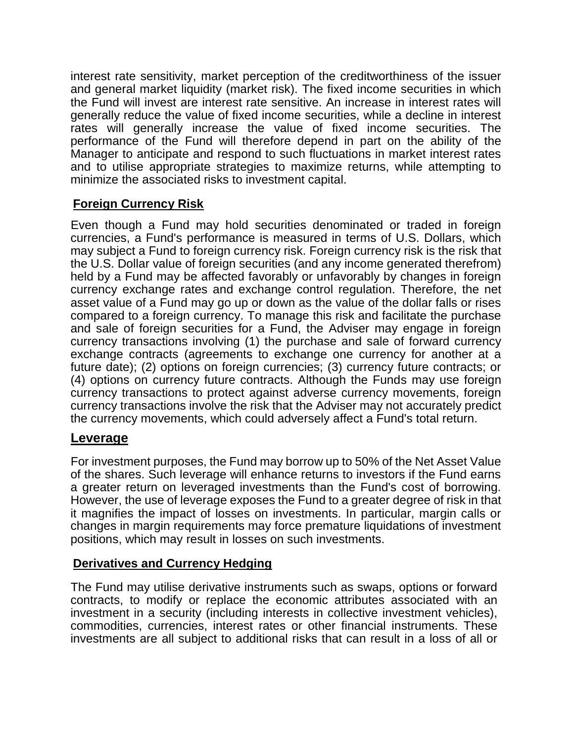interest rate sensitivity, market perception of the creditworthiness of the issuer and general market liquidity (market risk). The fixed income securities in which the Fund will invest are interest rate sensitive. An increase in interest rates will generally reduce the value of fixed income securities, while a decline in interest rates will generally increase the value of fixed income securities. The performance of the Fund will therefore depend in part on the ability of the Manager to anticipate and respond to such fluctuations in market interest rates and to utilise appropriate strategies to maximize returns, while attempting to minimize the associated risks to investment capital.

### Foreign Currency Risk

Even though a Fund may hold securities denominated or traded in foreign currencies, a Fund's performance is measured in terms of U.S. Dollars, which may subject a Fund to foreign currency risk. Foreign currency risk is the risk that the U.S. Dollar value of foreign securities (and any income generated therefrom) held by a Fund may be affected favorably or unfavorably by changes in foreign currency exchange rates and exchange control regulation. Therefore, the net asset value of a Fund may go up or down as the value of the dollar falls or rises compared to a foreign currency. To manage this risk and facilitate the purchase and sale of foreign securities for a Fund, the Adviser may engage in foreign currency transactions involving (1) the purchase and sale of forward currency exchange contracts (agreements to exchange one currency for another at a future date); (2) options on foreign currencies; (3) currency future contracts; or (4) options on currency future contracts. Although the Funds may use foreign currency transactions to protect against adverse currency movements, foreign currency transactions involve the risk that the Adviser may not accurately predict the currency movements, which could adversely affect a Fund's total return.

## Leverage

For investment purposes, the Fund may borrow up to 50% of the Net Asset Value of the shares. Such leverage will enhance returns to investors if the Fund earns a greater return on leveraged investments than the Fund's cost of borrowing. However, the use of leverage exposes the Fund to a greater degree of risk in that it magnifies the impact of losses on investments. In particular, margin calls or changes in margin requirements may force premature liquidations of investment positions, which may result in losses on such investments.

### Derivatives and Currency Hedging

The Fund may utilise derivative instruments such as swaps, options or forward contracts, to modify or replace the economic attributes associated with an investment in a security (including interests in collective investment vehicles), commodities, currencies, interest rates or other financial instruments. These investments are all subject to additional risks that can result in a loss of all or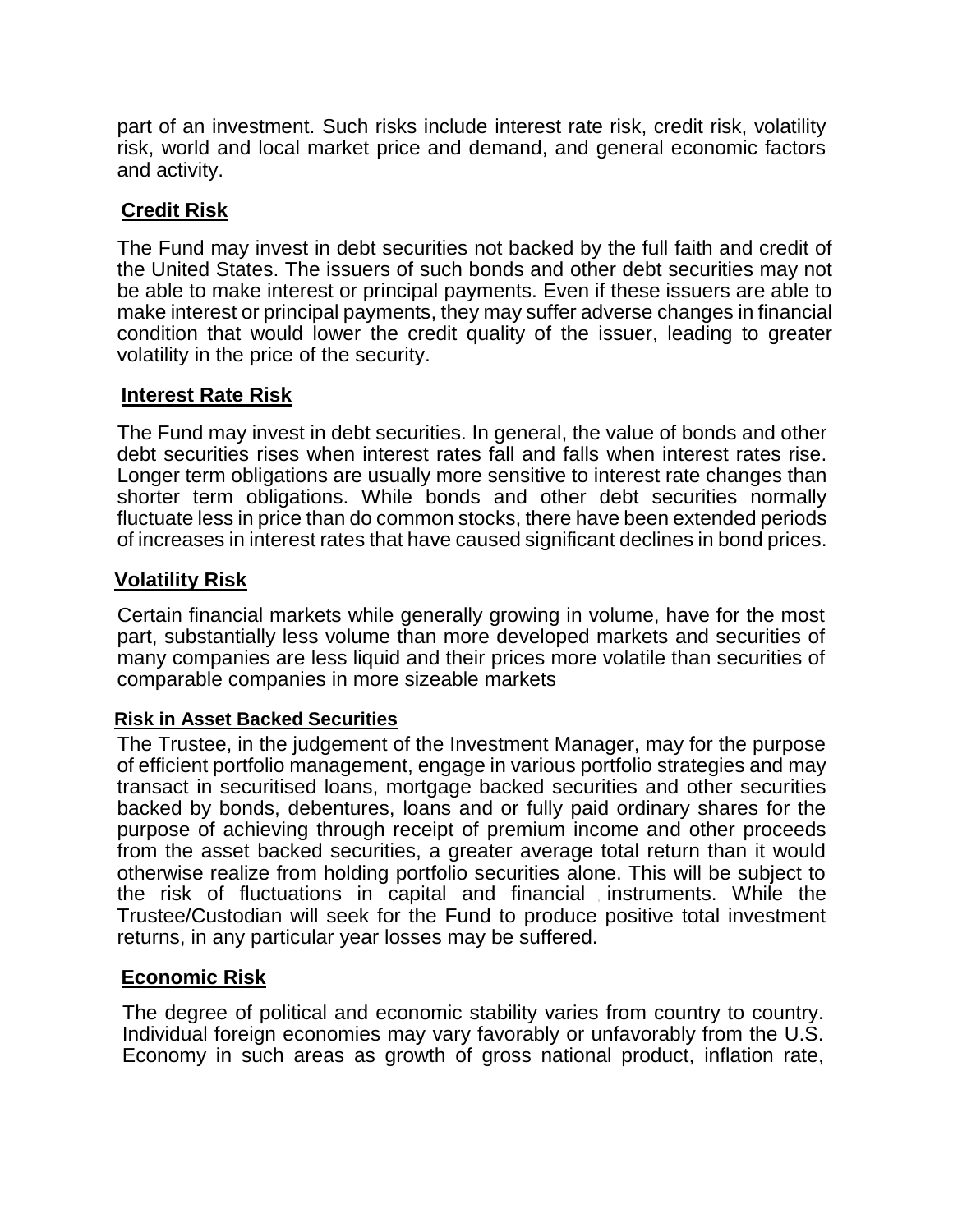part of an investment. Such risks include interest rate risk, credit risk, volatility risk, world and local market price and demand, and general economic factors and activity.

## Credit Risk

The Fund may invest in debt securities not backed by the full faith and credit of the United States. The issuers of such bonds and other debt securities may not be able to make interest or principal payments. Even if these issuers are able to make interest or principal payments, they may suffer adverse changes in financial condition that would lower the credit quality of the issuer, leading to greater volatility in the price of the security.

## Interest Rate Risk

The Fund may invest in debt securities. In general, the value of bonds and other debt securities rises when interest rates fall and falls when interest rates rise. Longer term obligations are usually more sensitive to interest rate changes than shorter term obligations. While bonds and other debt securities normally fluctuate less in price than do common stocks, there have been extended periods of increases in interest rates that have caused significant declines in bond prices.

## Volatility Risk

Certain financial markets while generally growing in volume, have for the most part, substantially less volume than more developed markets and securities of many companies are less liquid and their prices more volatile than securities of comparable companies in more sizeable markets

## Risk in Asset Backed Securities

The Trustee, in the judgement of the Investment Manager, may for the purpose of efficient portfolio management, engage in various portfolio strategies and may transact in securitised loans, mortgage backed securities and other securities backed by bonds, debentures, loans and or fully paid ordinary shares for the purpose of achieving through receipt of premium income and other proceeds from the asset backed securities, a greater average total return than it would otherwise realize from holding portfolio securities alone. This will be subject to the risk of fluctuations in capital and financial instruments. While the Trustee/Custodian will seek for the Fund to produce positive total investment returns, in any particular year losses may be suffered.

## Economic Risk

The degree of political and economic stability varies from country to country. Individual foreign economies may vary favorably or unfavorably from the U.S. Economy in such areas as growth of gross national product, inflation rate,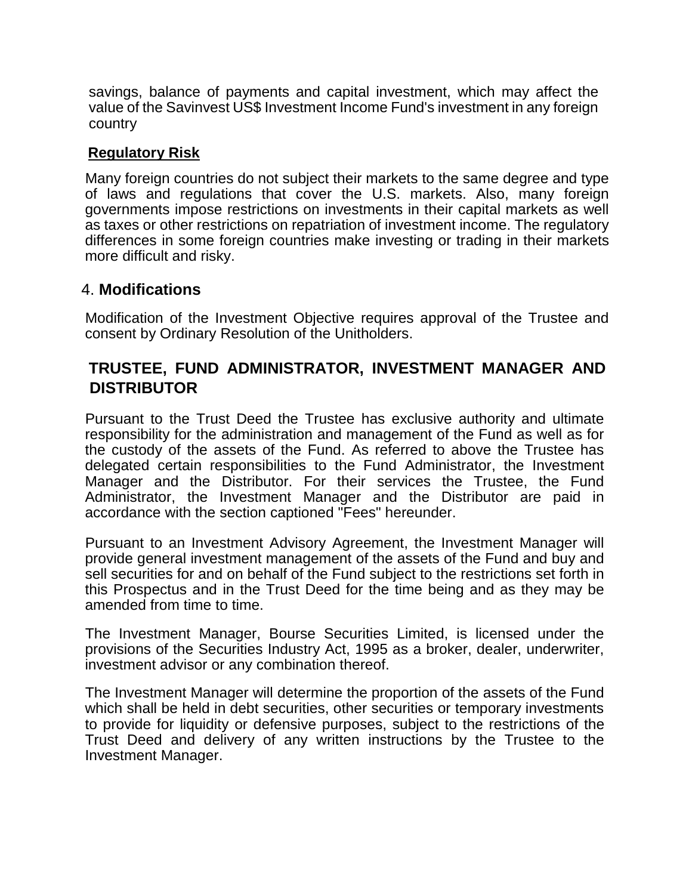savings, balance of payments and capital investment, which may affect the value of the Savinvest US$ Investment Income Fund's investment in any foreign country

**Regulatory Risk**

Many foreign countries do not subject their markets to the same degree and type of laws and regulations that cover the U.S. markets. Also, many foreign governments impose restrictions on investments in their capital markets as well as taxes or other restrictions on repatriation of investment income. The regulatory differences in some foreign countries make investing or trading in their markets more difficult and risky.

### 4. Modifications

Modification of the Investment Objective requires approval of the Trustee and consent by Ordinary Resolution of the Unitholders.

## TRUSTEE, FUND ADMINISTRATOR, INVESTMENT MANAGER AND DISTRIBUTOR

Pursuant to the Trust Deed the Trustee has exclusive authority and ultimate responsibility for the administration and management of the Fund as well as for the custody of the assets of the Fund. As referred to above the Trustee has delegated certain responsibilities to the Fund Administrator, the Investment Manager and the Distributor. For their services the Trustee, the Fund Administrator, the Investment Manager and the Distributor are paid in accordance with the section captioned "Fees" hereunder.

Pursuant to an Investment Advisory Agreement, the Investment Manager will provide general investment management of the assets of the Fund and buy and sell securities for and on behalf of the Fund subject to the restrictions set forth in this Prospectus and in the Trust Deed for the time being and as they may be amended from time to time.

The Investment Manager, Bourse Securities Limited, is licensed under the provisions of the Securities Industry Act, 1995 as a broker, dealer, underwriter, investment advisor or any combination thereof.

The Investment Manager will determine the proportion of the assets of the Fund which shall be held in debt securities, other securities or temporary investments to provide for liquidity or defensive purposes, subject to the restrictions of the Trust Deed and delivery of any written instructions by the Trustee to the Investment Manager.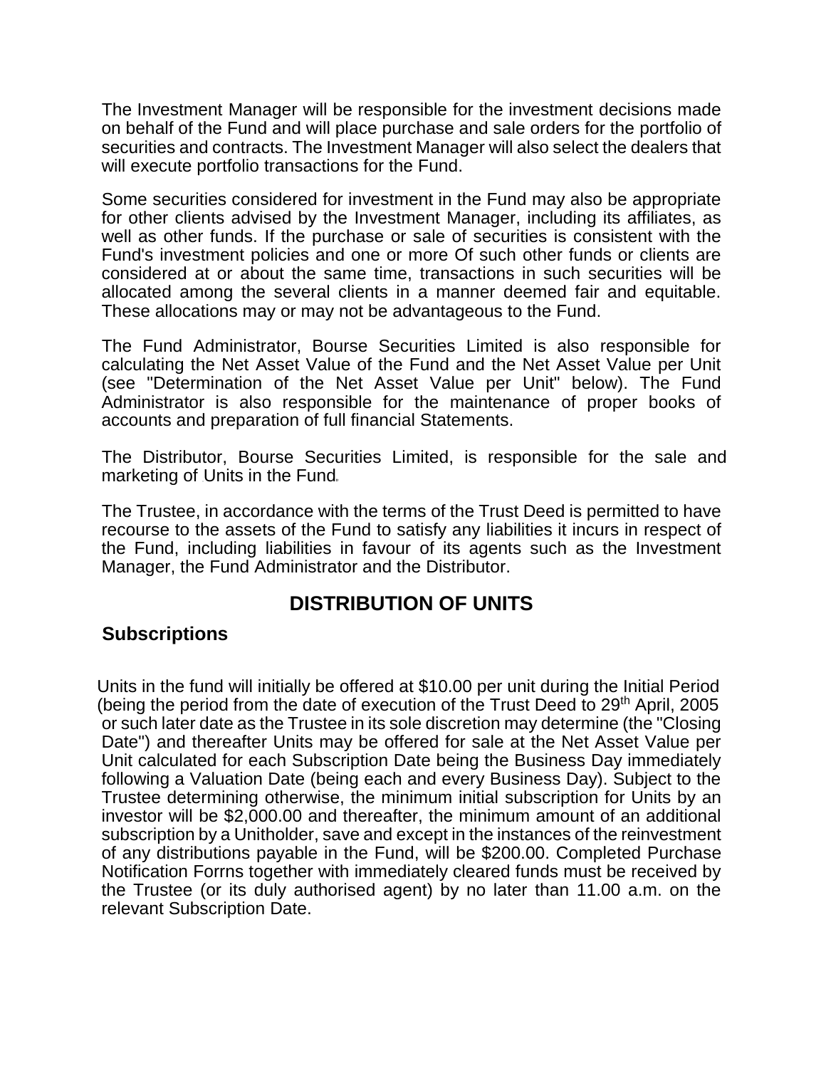The Investment Manager will be responsible for the investment decisions made on behalf of the Fund and will place purchase and sale orders for the portfolio of securities and contracts. The Investment Manager will also select the dealers that will execute portfolio transactions for the Fund.

Some securities considered for investment in the Fund may also be appropriate for other clients advised by the Investment Manager, including its affiliates, as well as other funds. If the purchase or sale of securities is consistent with the Fund's investment policies and one or more Of such other funds or clients are considered at or about the same time, transactions in such securities will be allocated among the several clients in a manner deemed fair and equitable. These allocations may or may not be advantageous to the Fund.

The Fund Administrator, Bourse Securities Limited is also responsible for calculating the Net Asset Value of the Fund and the Net Asset Value per Unit (see "Determination of the Net Asset Value per Unit" below). The Fund Administrator is also responsible for the maintenance of proper books of accounts and preparation of full financial Statements.

The Distributor, Bourse Securities Limited, is responsible for the sale and marketing of Units in the Fund.

The Trustee, in accordance with the terms of the Trust Deed is permitted to have recourse to the assets of the Fund to satisfy any liabilities it incurs in respect of the Fund, including liabilities in favour of its agents such as the Investment Manager, the Fund Administrator and the Distributor.

## DISTRIBUTION OF UNITS

### Subscriptions

Units in the fund will initially be offered at $10.00 per unit during the Initial Period (being the period from the date of execution of the Trust Deed to 29th April, 2005 or such later date as the Trustee in its sole discretion may determine (the "Closing Date") and thereafter Units may be offered for sale at the Net Asset Value per Unit calculated for each Subscription Date being the Business Day immediately following a Valuation Date (being each and every Business Day). Subject to the Trustee determining otherwise, the minimum initial subscription for Units by an investor will be $2,000.00 and thereafter, the minimum amount of an additional subscription by a Unitholder, save and except in the instances of the reinvestment of any distributions payable in the Fund, will be $200.00. Completed Purchase Notification Forrns together with immediately cleared funds must be received by the Trustee (or its duly authorised agent) by no later than 11.00 a.m. on the relevant Subscription Date.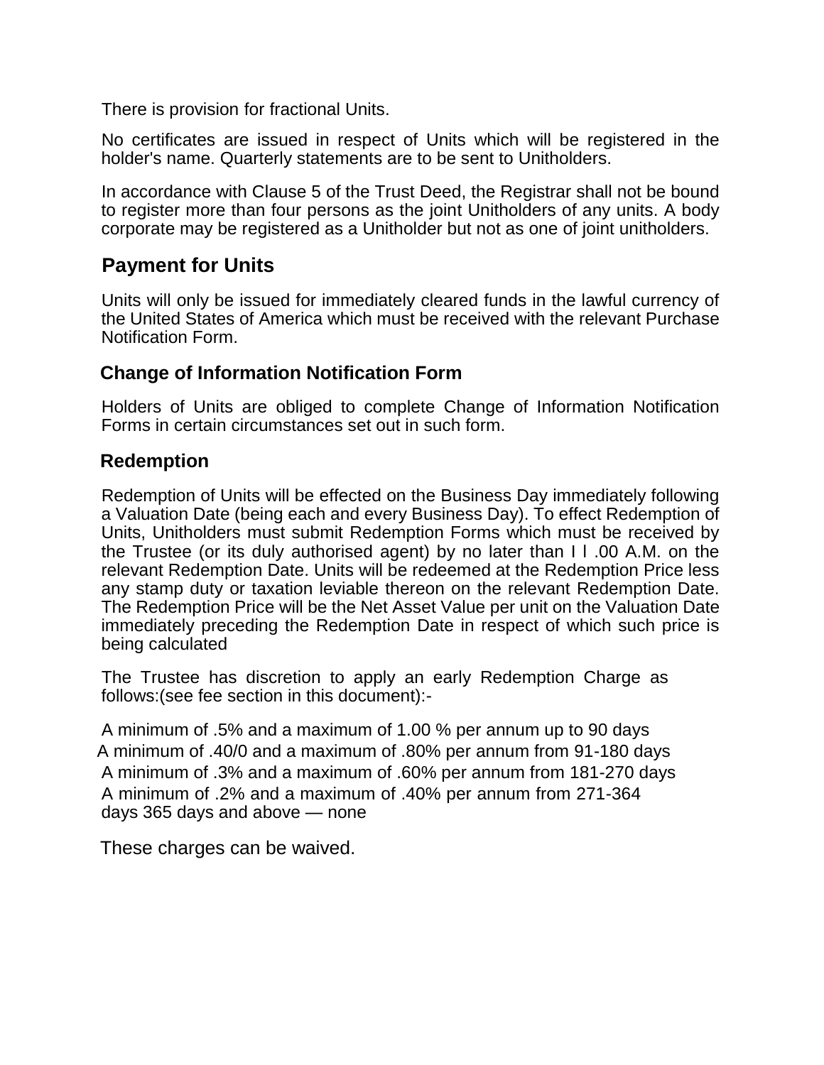There is provision for fractional Units.

No certificates are issued in respect of Units which will be registered in the holder's name. Quarterly statements are to be sent to Unitholders.

In accordance with Clause 5 of the Trust Deed, the Registrar shall not be bound to register more than four persons as the joint Unitholders of any units. A body corporate may be registered as a Unitholder but not as one of joint unitholders.

## Payment for Units

Units will only be issued for immediately cleared funds in the lawful currency of the United States of America which must be received with the relevant Purchase Notification Form.

## Change of Information Notification Form

Holders of Units are obliged to complete Change of Information Notification Forms in certain circumstances set out in such form.

## Redemption

Redemption of Units will be effected on the Business Day immediately following a Valuation Date (being each and every Business Day). To effect Redemption of Units, Unitholders must submit Redemption Forms which must be received by the Trustee (or its duly authorised agent) by no later than I l .00 A.M. on the relevant Redemption Date. Units will be redeemed at the Redemption Price less any stamp duty or taxation leviable thereon on the relevant Redemption Date. The Redemption Price will be the Net Asset Value per unit on the Valuation Date immediately preceding the Redemption Date in respect of which such price is being calculated

The Trustee has discretion to apply an early Redemption Charge as follows:(see fee section in this document):-

A minimum of .5% and a maximum of 1.00 % per annum up to 90 days
A minimum of .40/0 and a maximum of .80% per annum from 91-180 days
A minimum of .3% and a maximum of .60% per annum from 181-270 days
A minimum of .2% and a maximum of .40% per annum from 271-364 days 365 days and above — none

These charges can be waived.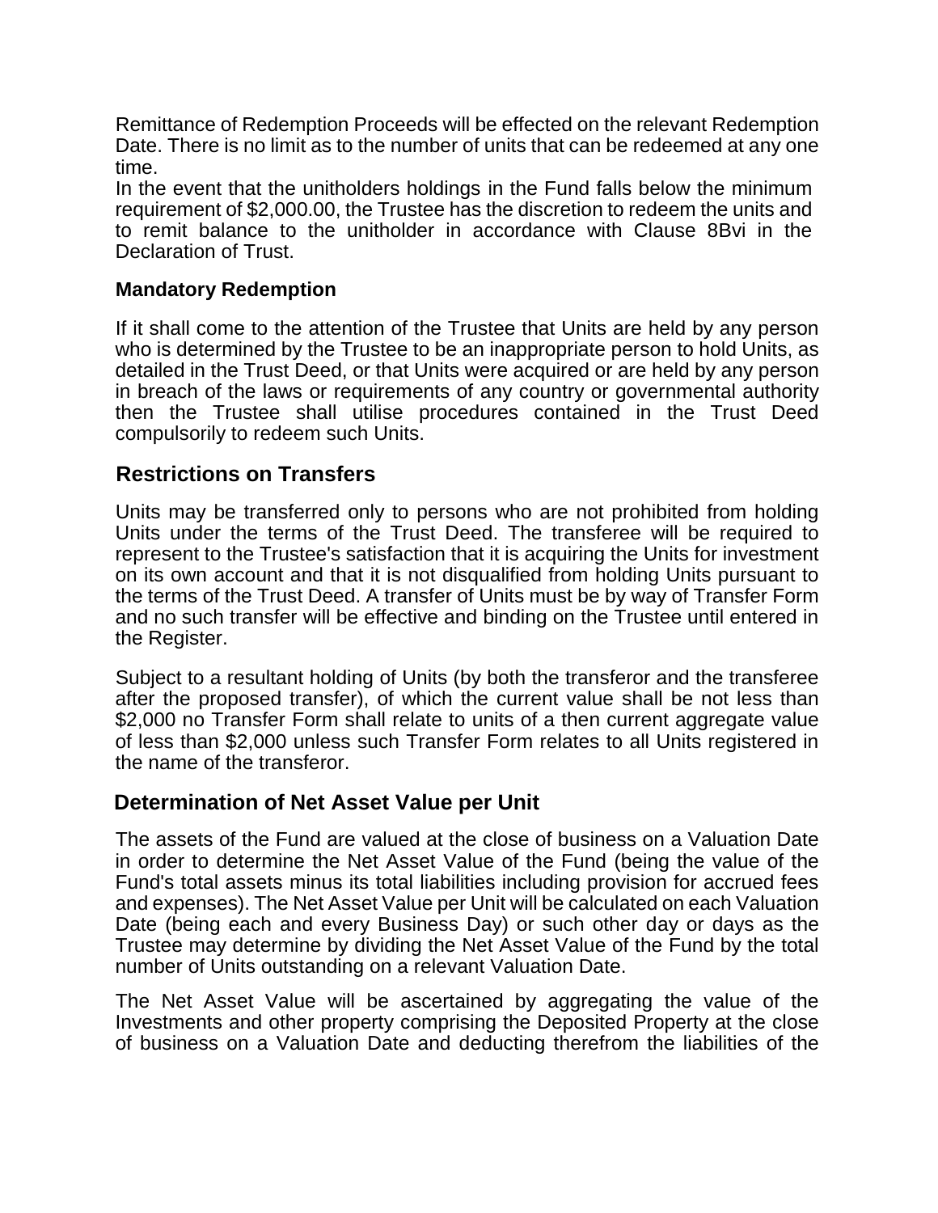Remittance of Redemption Proceeds will be effected on the relevant Redemption Date. There is no limit as to the number of units that can be redeemed at any one time.

In the event that the unitholders holdings in the Fund falls below the minimum requirement of $2,000.00, the Trustee has the discretion to redeem the units and to remit balance to the unitholder in accordance with Clause 8Bvi in the Declaration of Trust.

### Mandatory Redemption

If it shall come to the attention of the Trustee that Units are held by any person who is determined by the Trustee to be an inappropriate person to hold Units, as detailed in the Trust Deed, or that Units were acquired or are held by any person in breach of the laws or requirements of any country or governmental authority then the Trustee shall utilise procedures contained in the Trust Deed compulsorily to redeem such Units.

## Restrictions on Transfers

Units may be transferred only to persons who are not prohibited from holding Units under the terms of the Trust Deed. The transferee will be required to represent to the Trustee's satisfaction that it is acquiring the Units for investment on its own account and that it is not disqualified from holding Units pursuant to the terms of the Trust Deed. A transfer of Units must be by way of Transfer Form and no such transfer will be effective and binding on the Trustee until entered in the Register.

Subject to a resultant holding of Units (by both the transferor and the transferee after the proposed transfer), of which the current value shall be not less than $2,000 no Transfer Form shall relate to units of a then current aggregate value of less than $2,000 unless such Transfer Form relates to all Units registered in the name of the transferor.

## Determination of Net Asset Value per Unit

The assets of the Fund are valued at the close of business on a Valuation Date in order to determine the Net Asset Value of the Fund (being the value of the Fund's total assets minus its total liabilities including provision for accrued fees and expenses). The Net Asset Value per Unit will be calculated on each Valuation Date (being each and every Business Day) or such other day or days as the Trustee may determine by dividing the Net Asset Value of the Fund by the total number of Units outstanding on a relevant Valuation Date.

The Net Asset Value will be ascertained by aggregating the value of the Investments and other property comprising the Deposited Property at the close of business on a Valuation Date and deducting therefrom the liabilities of the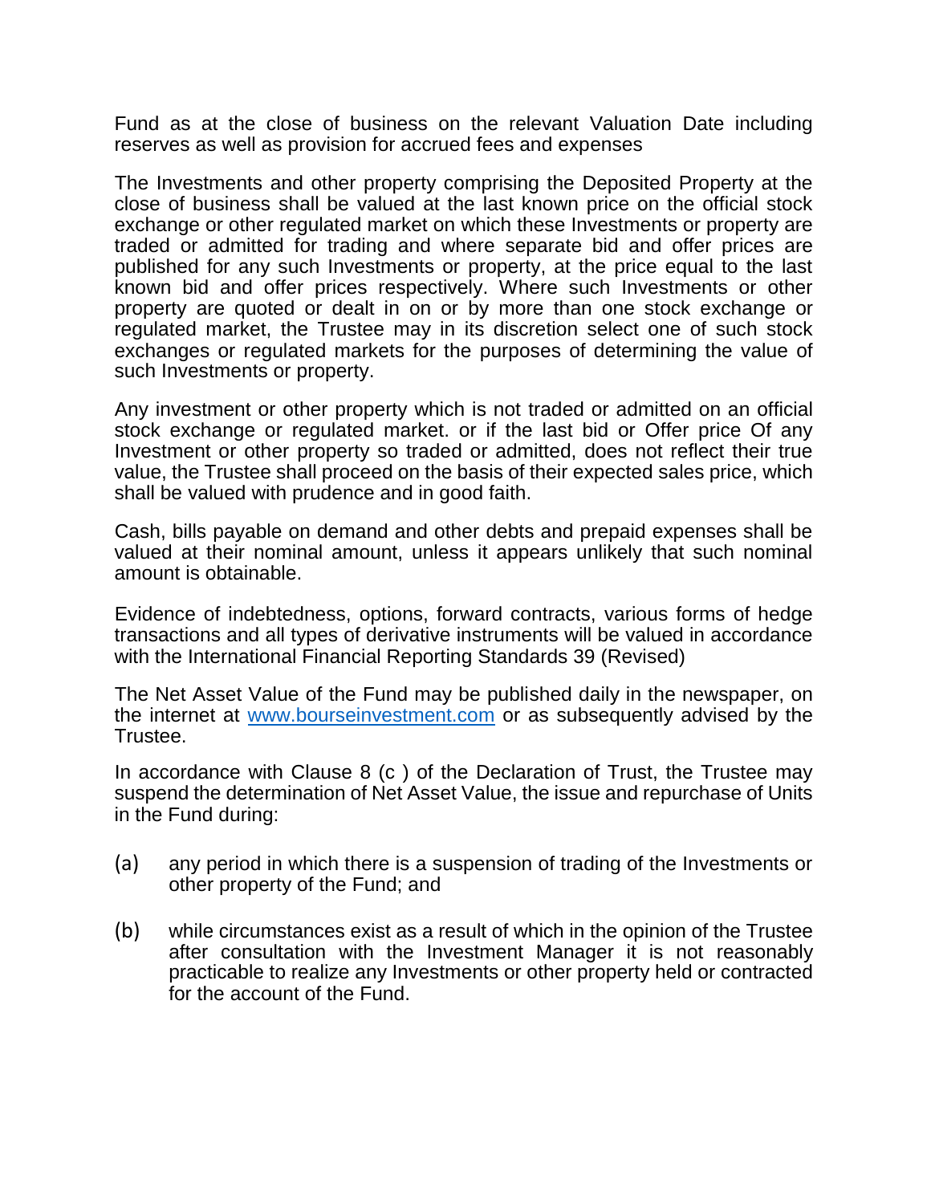Fund as at the close of business on the relevant Valuation Date including reserves as well as provision for accrued fees and expenses

The Investments and other property comprising the Deposited Property at the close of business shall be valued at the last known price on the official stock exchange or other regulated market on which these Investments or property are traded or admitted for trading and where separate bid and offer prices are published for any such Investments or property, at the price equal to the last known bid and offer prices respectively. Where such Investments or other property are quoted or dealt in on or by more than one stock exchange or regulated market, the Trustee may in its discretion select one of such stock exchanges or regulated markets for the purposes of determining the value of such Investments or property.

Any investment or other property which is not traded or admitted on an official stock exchange or regulated market. or if the last bid or Offer price Of any Investment or other property so traded or admitted, does not reflect their true value, the Trustee shall proceed on the basis of their expected sales price, which shall be valued with prudence and in good faith.

Cash, bills payable on demand and other debts and prepaid expenses shall be valued at their nominal amount, unless it appears unlikely that such nominal amount is obtainable.

Evidence of indebtedness, options, forward contracts, various forms of hedge transactions and all types of derivative instruments will be valued in accordance with the International Financial Reporting Standards 39 (Revised)

The Net Asset Value of the Fund may be published daily in the newspaper, on the internet at [www.bourseinvestment.com](http://www.bourseinvestment.com) or as subsequently advised by the Trustee.

In accordance with Clause 8 (c ) of the Declaration of Trust, the Trustee may suspend the determination of Net Asset Value, the issue and repurchase of Units in the Fund during:

(a) any period in which there is a suspension of trading of the Investments or other property of the Fund; and

(b) while circumstances exist as a result of which in the opinion of the Trustee after consultation with the Investment Manager it is not reasonably practicable to realize any Investments or other property held or contracted for the account of the Fund.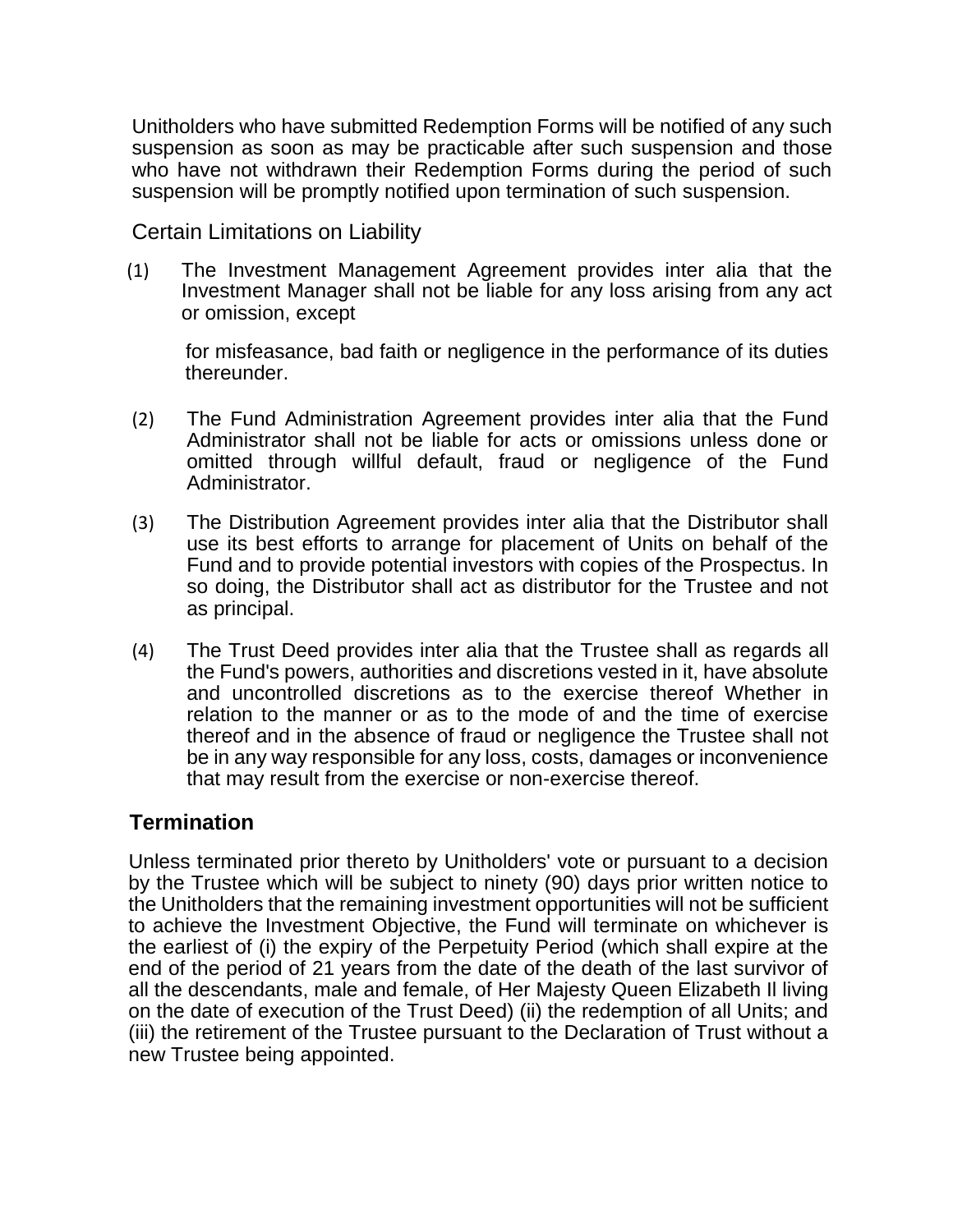Unitholders who have submitted Redemption Forms will be notified of any such suspension as soon as may be practicable after such suspension and those who have not withdrawn their Redemption Forms during the period of such suspension will be promptly notified upon termination of such suspension.

Certain Limitations on Liability

(1) The Investment Management Agreement provides inter alia that the Investment Manager shall not be liable for any loss arising from any act or omission, except

for misfeasance, bad faith or negligence in the performance of its duties thereunder.

(2) The Fund Administration Agreement provides inter alia that the Fund Administrator shall not be liable for acts or omissions unless done or omitted through willful default, fraud or negligence of the Fund Administrator.

(3) The Distribution Agreement provides inter alia that the Distributor shall use its best efforts to arrange for placement of Units on behalf of the Fund and to provide potential investors with copies of the Prospectus. In so doing, the Distributor shall act as distributor for the Trustee and not as principal.

(4) The Trust Deed provides inter alia that the Trustee shall as regards all the Fund's powers, authorities and discretions vested in it, have absolute and uncontrolled discretions as to the exercise thereof Whether in relation to the manner or as to the mode of and the time of exercise thereof and in the absence of fraud or negligence the Trustee shall not be in any way responsible for any loss, costs, damages or inconvenience that may result from the exercise or non-exercise thereof.

## Termination

Unless terminated prior thereto by Unitholders' vote or pursuant to a decision by the Trustee which will be subject to ninety (90) days prior written notice to the Unitholders that the remaining investment opportunities will not be sufficient to achieve the Investment Objective, the Fund will terminate on whichever is the earliest of (i) the expiry of the Perpetuity Period (which shall expire at the end of the period of 21 years from the date of the death of the last survivor of all the descendants, male and female, of Her Majesty Queen Elizabeth II living on the date of execution of the Trust Deed) (ii) the redemption of all Units; and (iii) the retirement of the Trustee pursuant to the Declaration of Trust without a new Trustee being appointed.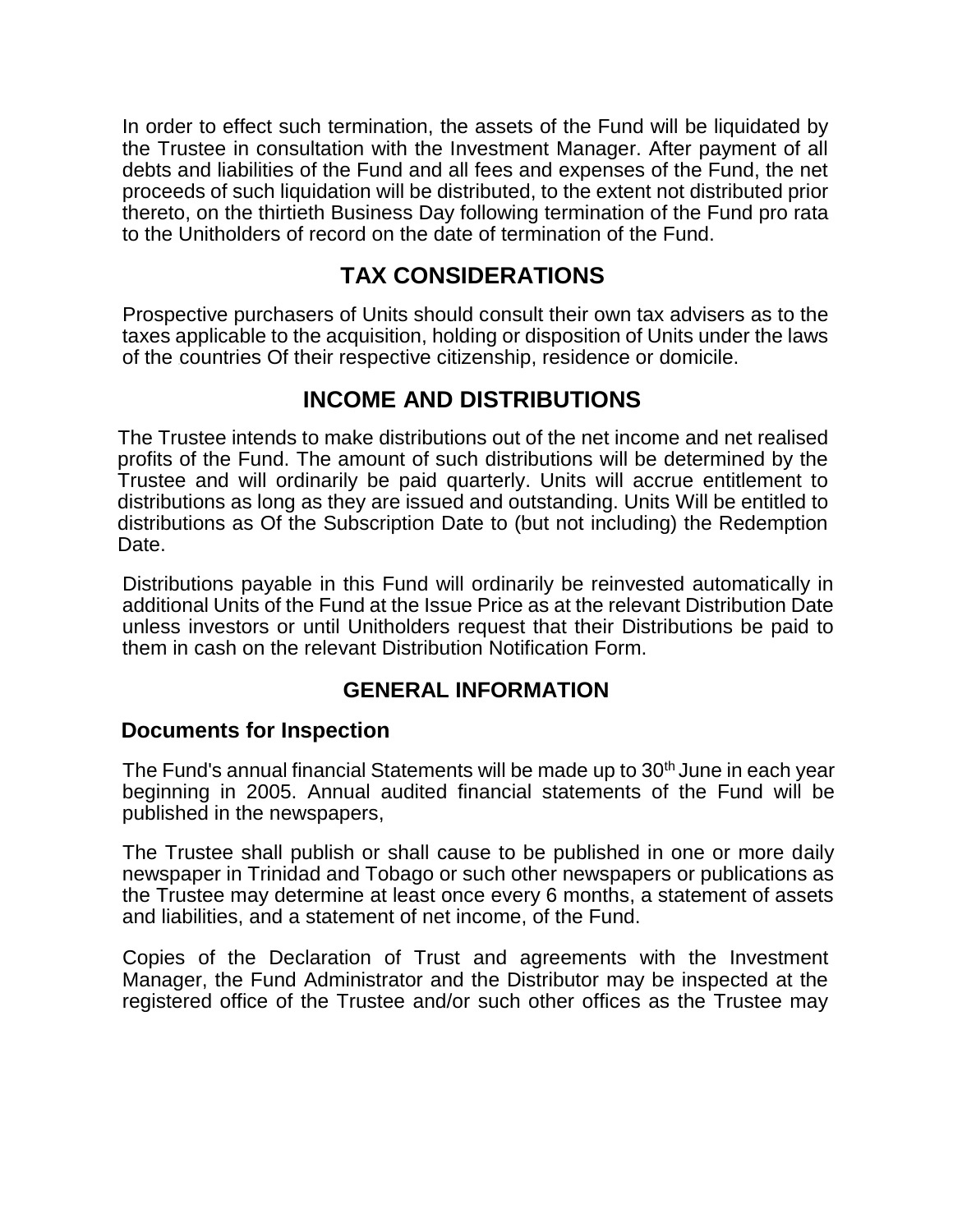In order to effect such termination, the assets of the Fund will be liquidated by the Trustee in consultation with the Investment Manager. After payment of all debts and liabilities of the Fund and all fees and expenses of the Fund, the net proceeds of such liquidation will be distributed, to the extent not distributed prior thereto, on the thirtieth Business Day following termination of the Fund pro rata to the Unitholders of record on the date of termination of the Fund.

## TAX CONSIDERATIONS

Prospective purchasers of Units should consult their own tax advisers as to the taxes applicable to the acquisition, holding or disposition of Units under the laws of the countries Of their respective citizenship, residence or domicile.

## INCOME AND DISTRIBUTIONS

The Trustee intends to make distributions out of the net income and net realised profits of the Fund. The amount of such distributions will be determined by the Trustee and will ordinarily be paid quarterly. Units will accrue entitlement to distributions as long as they are issued and outstanding. Units Will be entitled to distributions as Of the Subscription Date to (but not including) the Redemption Date.

Distributions payable in this Fund will ordinarily be reinvested automatically in additional Units of the Fund at the Issue Price as at the relevant Distribution Date unless investors or until Unitholders request that their Distributions be paid to them in cash on the relevant Distribution Notification Form.

## GENERAL INFORMATION

### Documents for Inspection

The Fund's annual financial Statements will be made up to 30th June in each year beginning in 2005. Annual audited financial statements of the Fund will be published in the newspapers,

The Trustee shall publish or shall cause to be published in one or more daily newspaper in Trinidad and Tobago or such other newspapers or publications as the Trustee may determine at least once every 6 months, a statement of assets and liabilities, and a statement of net income, of the Fund.

Copies of the Declaration of Trust and agreements with the Investment Manager, the Fund Administrator and the Distributor may be inspected at the registered office of the Trustee and/or such other offices as the Trustee may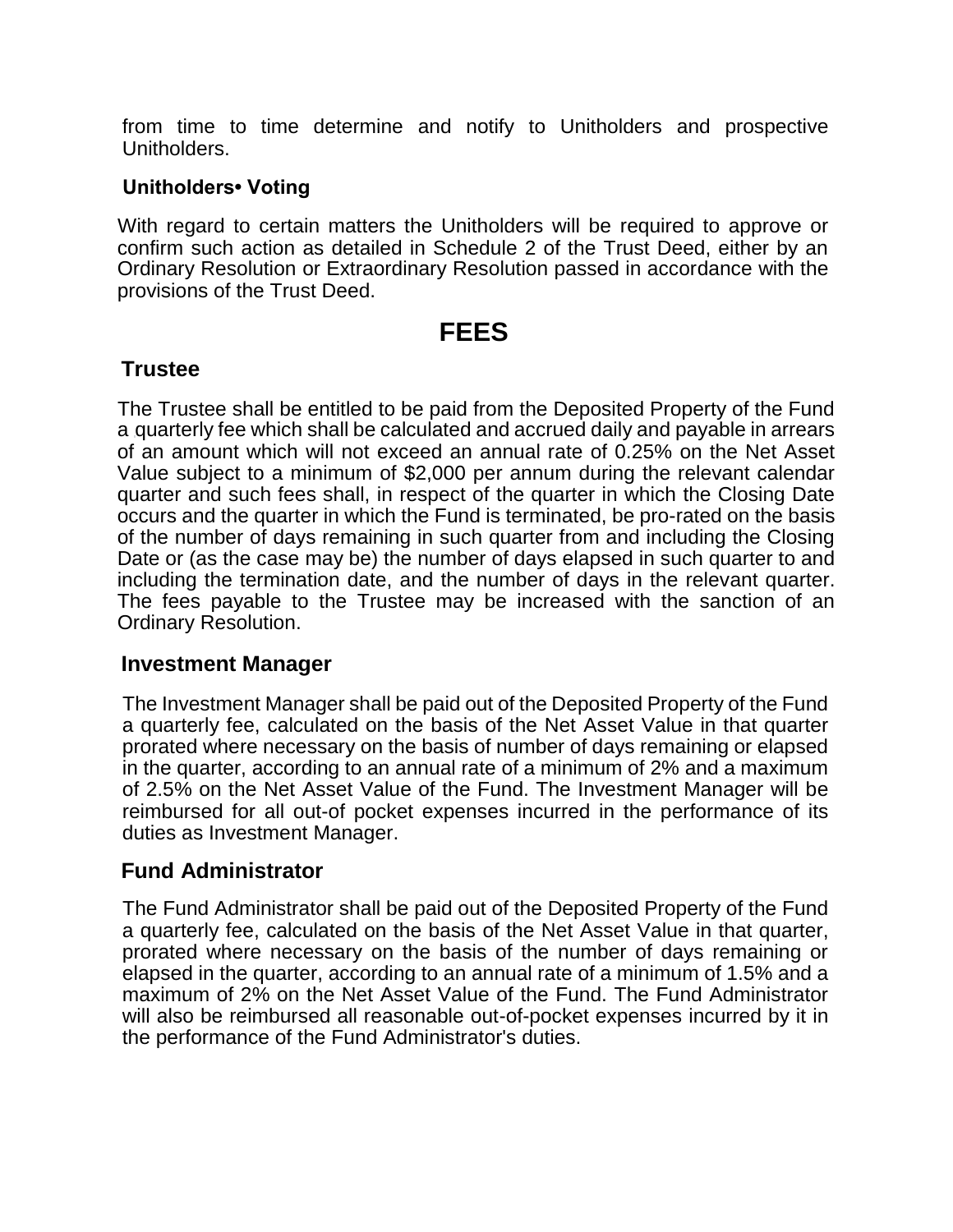from time to time determine and notify to Unitholders and prospective Unitholders.

### Unitholders• Voting

With regard to certain matters the Unitholders will be required to approve or confirm such action as detailed in Schedule 2 of the Trust Deed, either by an Ordinary Resolution or Extraordinary Resolution passed in accordance with the provisions of the Trust Deed.

## FEES

### Trustee

The Trustee shall be entitled to be paid from the Deposited Property of the Fund a quarterly fee which shall be calculated and accrued daily and payable in arrears of an amount which will not exceed an annual rate of 0.25% on the Net Asset Value subject to a minimum of $2,000 per annum during the relevant calendar quarter and such fees shall, in respect of the quarter in which the Closing Date occurs and the quarter in which the Fund is terminated, be pro-rated on the basis of the number of days remaining in such quarter from and including the Closing Date or (as the case may be) the number of days elapsed in such quarter to and including the termination date, and the number of days in the relevant quarter. The fees payable to the Trustee may be increased with the sanction of an Ordinary Resolution.

### Investment Manager

The Investment Manager shall be paid out of the Deposited Property of the Fund a quarterly fee, calculated on the basis of the Net Asset Value in that quarter prorated where necessary on the basis of number of days remaining or elapsed in the quarter, according to an annual rate of a minimum of 2% and a maximum of 2.5% on the Net Asset Value of the Fund. The Investment Manager will be reimbursed for all out-of pocket expenses incurred in the performance of its duties as Investment Manager.

### Fund Administrator

The Fund Administrator shall be paid out of the Deposited Property of the Fund a quarterly fee, calculated on the basis of the Net Asset Value in that quarter, prorated where necessary on the basis of the number of days remaining or elapsed in the quarter, according to an annual rate of a minimum of 1.5% and a maximum of 2% on the Net Asset Value of the Fund. The Fund Administrator will also be reimbursed all reasonable out-of-pocket expenses incurred by it in the performance of the Fund Administrator's duties.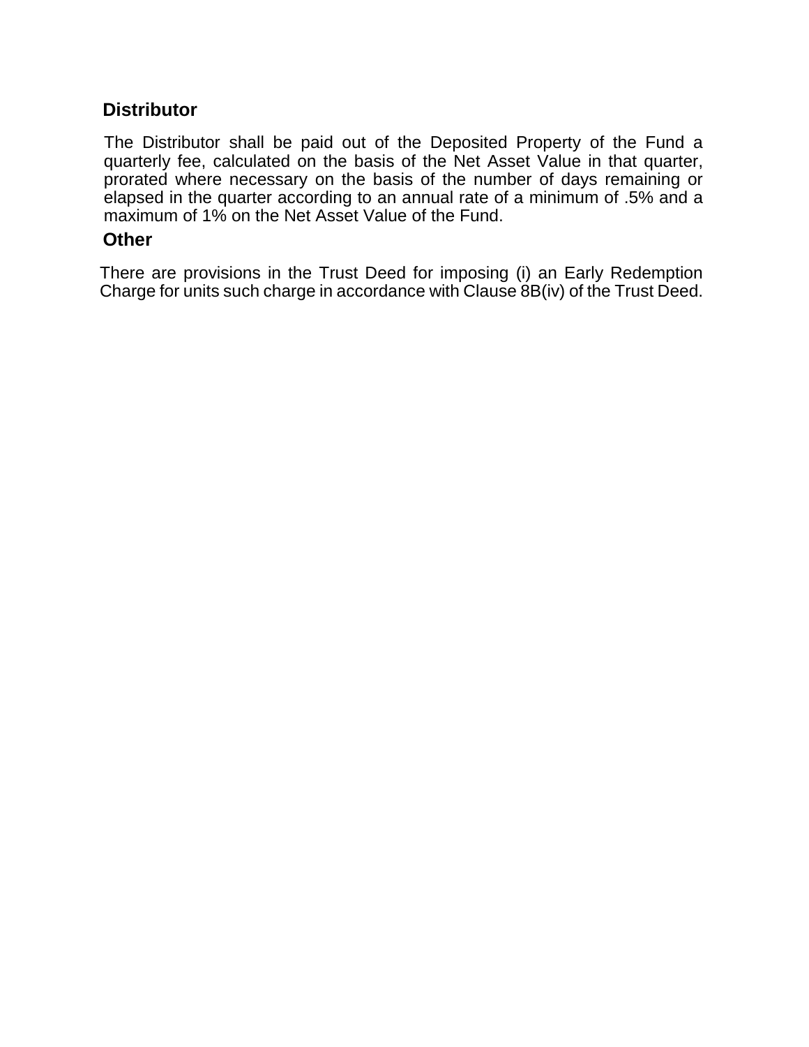## Distributor

The Distributor shall be paid out of the Deposited Property of the Fund a quarterly fee, calculated on the basis of the Net Asset Value in that quarter, prorated where necessary on the basis of the number of days remaining or elapsed in the quarter according to an annual rate of a minimum of .5% and a maximum of 1% on the Net Asset Value of the Fund.

## Other

There are provisions in the Trust Deed for imposing (i) an Early Redemption Charge for units such charge in accordance with Clause 8B(iv) of the Trust Deed.